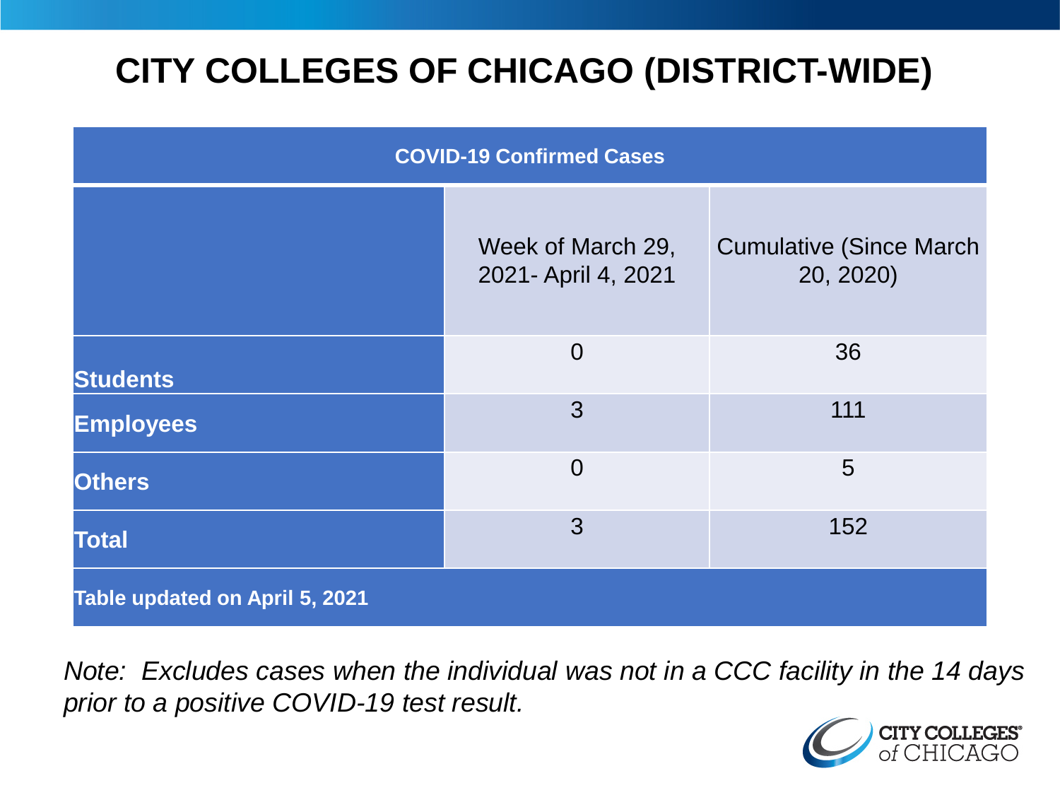# CITY COLLEGES OF CHICAGO (DISTRICT-WIDE)

| COVID-19 Confirmed Cases | | |
|---|---|---|
| | Week of March 29, 2021- April 4, 2021 | Cumulative (Since March 20, 2020) |
| **Students** | 0 | 36 |
| **Employees** | 3 | 111 |
| **Others** | 0 | 5 |
| **Total** | 3 | 152 |
| **Table updated on April 5, 2021** | | |

*Note: Excludes cases when the individual was not in a CCC facility in the 14 days prior to a positive COVID-19 test result.*

CITY COLLEGES of CHICAGO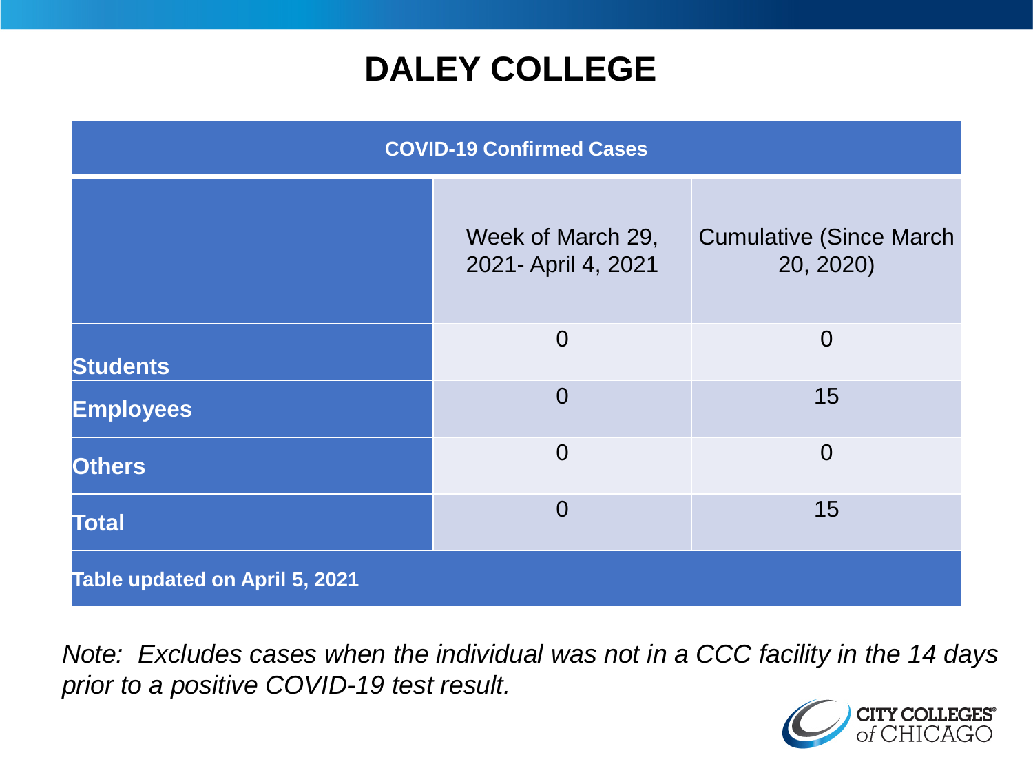# DALEY COLLEGE

| COVID-19 Confirmed Cases | | |
|---|---|---|
| | Week of March 29, 2021- April 4, 2021 | Cumulative (Since March 20, 2020) |
| **Students** | 0 | 0 |
| **Employees** | 0 | 15 |
| **Others** | 0 | 0 |
| **Total** | 0 | 15 |
| **Table updated on April 5, 2021** | | |

*Note: Excludes cases when the individual was not in a CCC facility in the 14 days prior to a positive COVID-19 test result.*

CITY COLLEGES of CHICAGO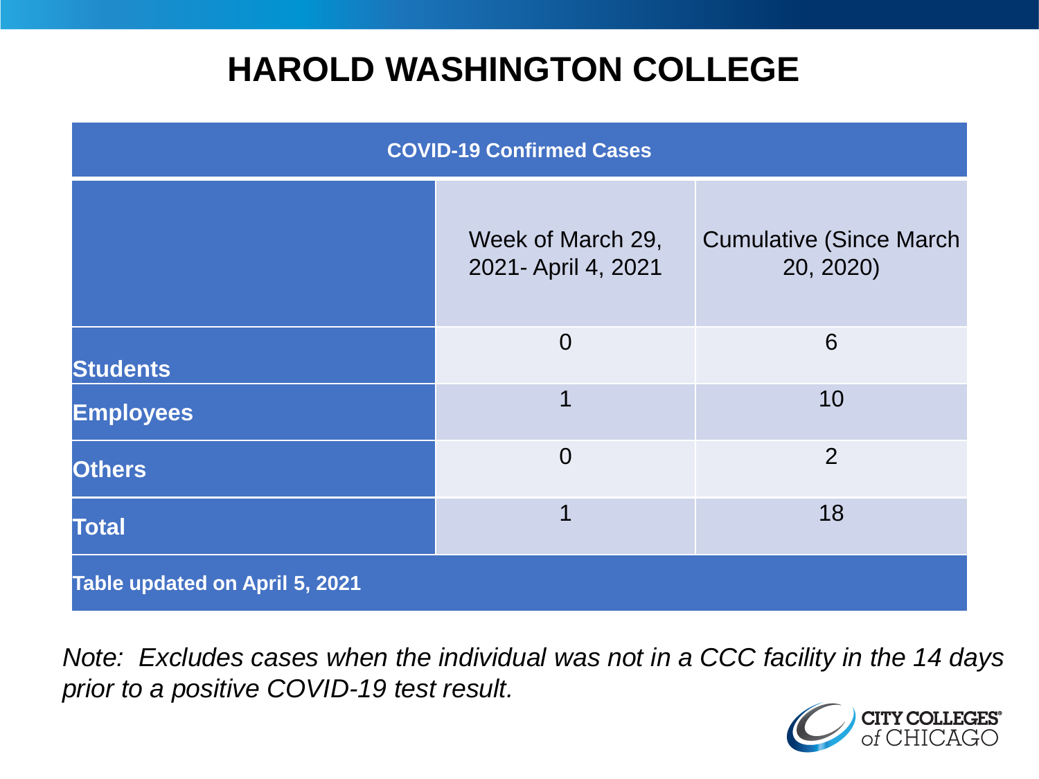# HAROLD WASHINGTON COLLEGE

| COVID-19 Confirmed Cases | | |
|---|---|---|
| | Week of March 29, 2021- April 4, 2021 | Cumulative (Since March 20, 2020) |
| **Students** | 0 | 6 |
| **Employees** | 1 | 10 |
| **Others** | 0 | 2 |
| **Total** | 1 | 18 |
| **Table updated on April 5, 2021** | | |

*Note: Excludes cases when the individual was not in a CCC facility in the 14 days prior to a positive COVID-19 test result.*

CITY COLLEGES of CHICAGO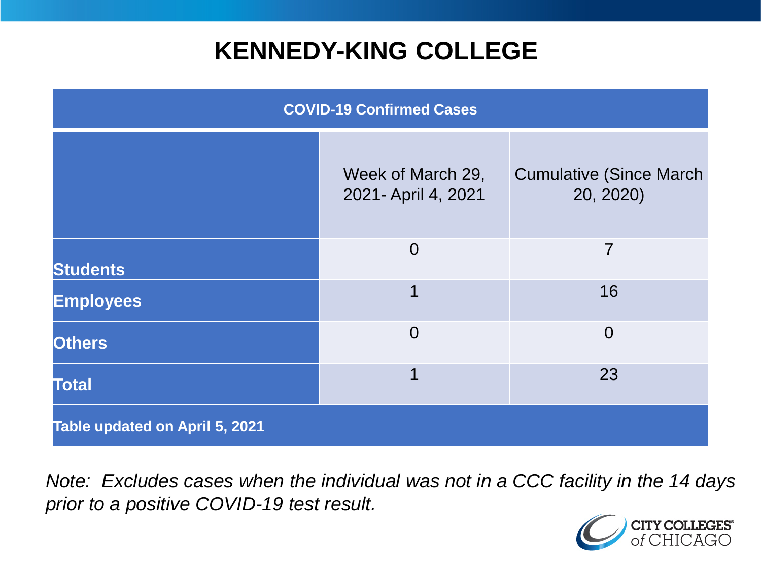# KENNEDY-KING COLLEGE

| COVID-19 Confirmed Cases | | |
|---|---|---|
| | Week of March 29, 2021- April 4, 2021 | Cumulative (Since March 20, 2020) |
| **Students** | 0 | 7 |
| **Employees** | 1 | 16 |
| **Others** | 0 | 0 |
| **Total** | 1 | 23 |
| **Table updated on April 5, 2021** | | |

*Note: Excludes cases when the individual was not in a CCC facility in the 14 days prior to a positive COVID-19 test result.*

CITY COLLEGES of CHICAGO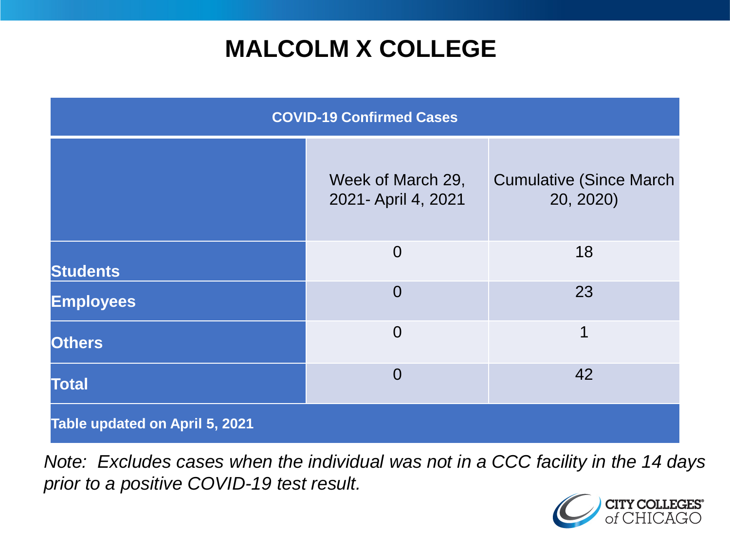# MALCOLM X COLLEGE

| COVID-19 Confirmed Cases | | |
|---|---|---|
| | Week of March 29, 2021- April 4, 2021 | Cumulative (Since March 20, 2020) |
| **Students** | 0 | 18 |
| **Employees** | 0 | 23 |
| **Others** | 0 | 1 |
| **Total** | 0 | 42 |
| **Table updated on April 5, 2021** | | |

*Note: Excludes cases when the individual was not in a CCC facility in the 14 days prior to a positive COVID-19 test result.*

CITY COLLEGES of CHICAGO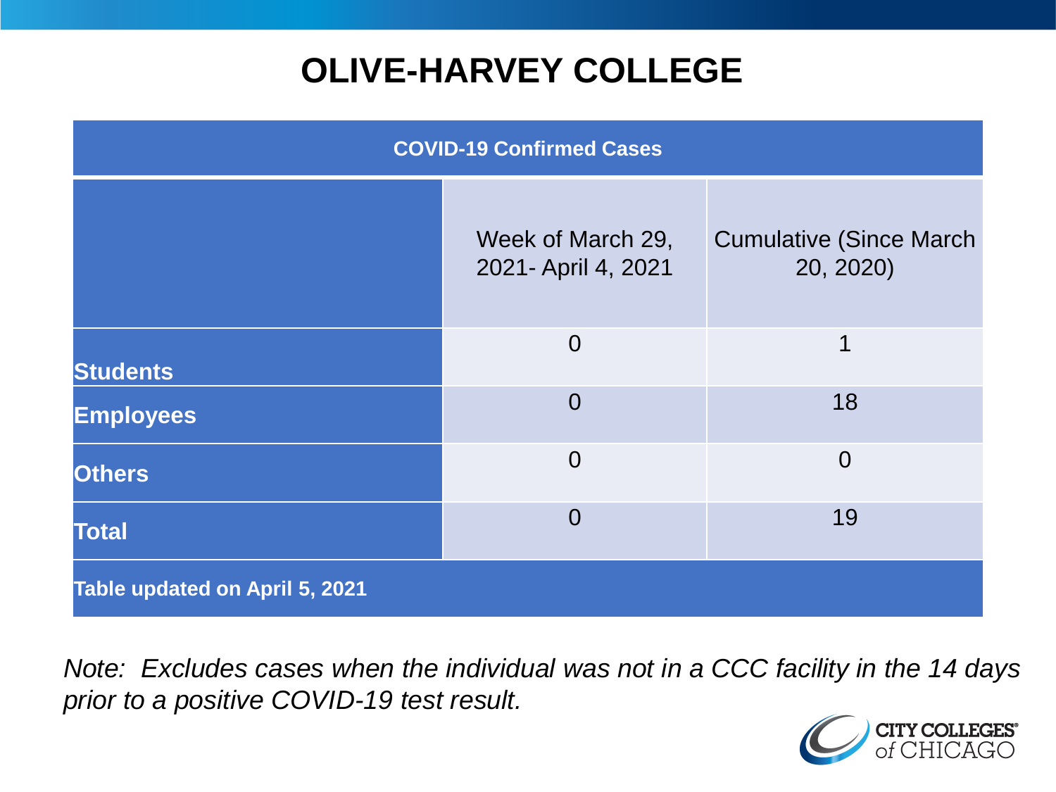# OLIVE-HARVEY COLLEGE

| COVID-19 Confirmed Cases | | |
|---|---|---|
| | Week of March 29, 2021- April 4, 2021 | Cumulative (Since March 20, 2020) |
| **Students** | 0 | 1 |
| **Employees** | 0 | 18 |
| **Others** | 0 | 0 |
| **Total** | 0 | 19 |
| **Table updated on April 5, 2021** | | |

*Note: Excludes cases when the individual was not in a CCC facility in the 14 days prior to a positive COVID-19 test result.*

CITY COLLEGES of CHICAGO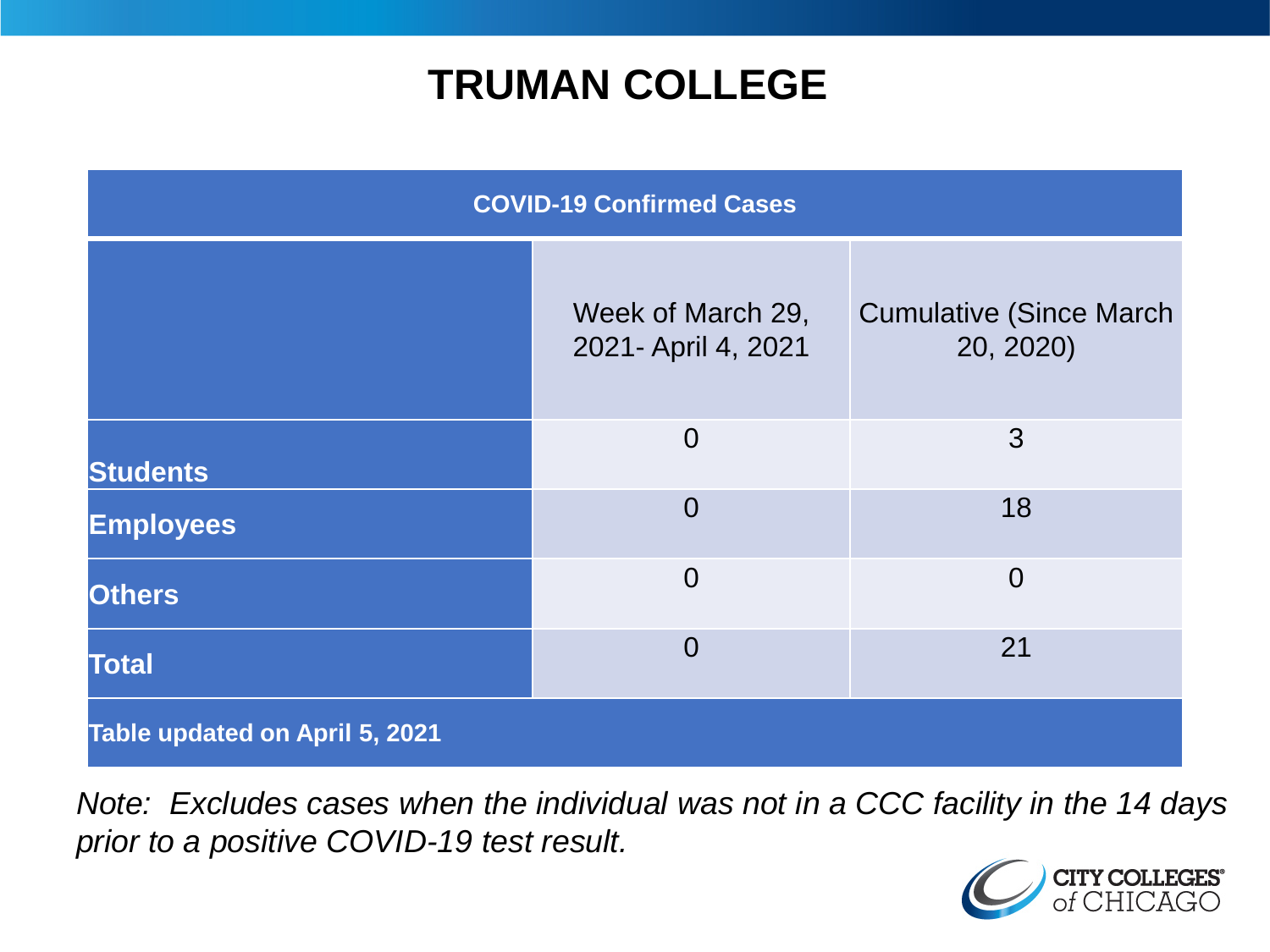# TRUMAN COLLEGE

| COVID-19 Confirmed Cases | | |
|---|---|---|
| | Week of March 29, 2021- April 4, 2021 | Cumulative (Since March 20, 2020) |
| **Students** | 0 | 3 |
| **Employees** | 0 | 18 |
| **Others** | 0 | 0 |
| **Total** | 0 | 21 |
| **Table updated on April 5, 2021** | | |

*Note: Excludes cases when the individual was not in a CCC facility in the 14 days prior to a positive COVID-19 test result.*

CITY COLLEGES of CHICAGO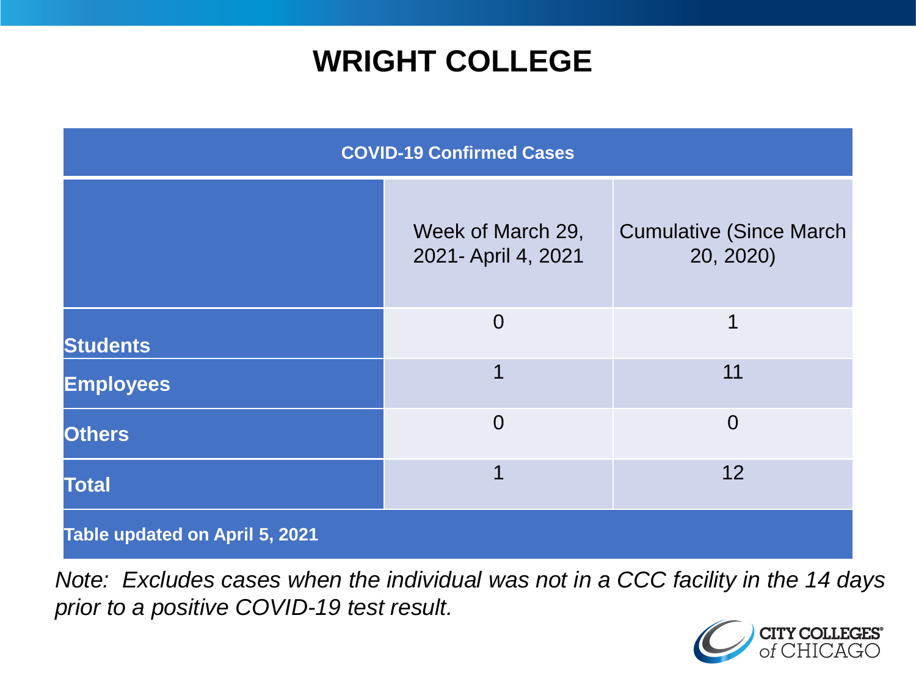# WRIGHT COLLEGE

| COVID-19 Confirmed Cases | | |
|---|---|---|
| | Week of March 29, 2021- April 4, 2021 | Cumulative (Since March 20, 2020) |
| **Students** | 0 | 1 |
| **Employees** | 1 | 11 |
| **Others** | 0 | 0 |
| **Total** | 1 | 12 |
| **Table updated on April 5, 2021** | | |

*Note: Excludes cases when the individual was not in a CCC facility in the 14 days prior to a positive COVID-19 test result.*

CITY COLLEGES of CHICAGO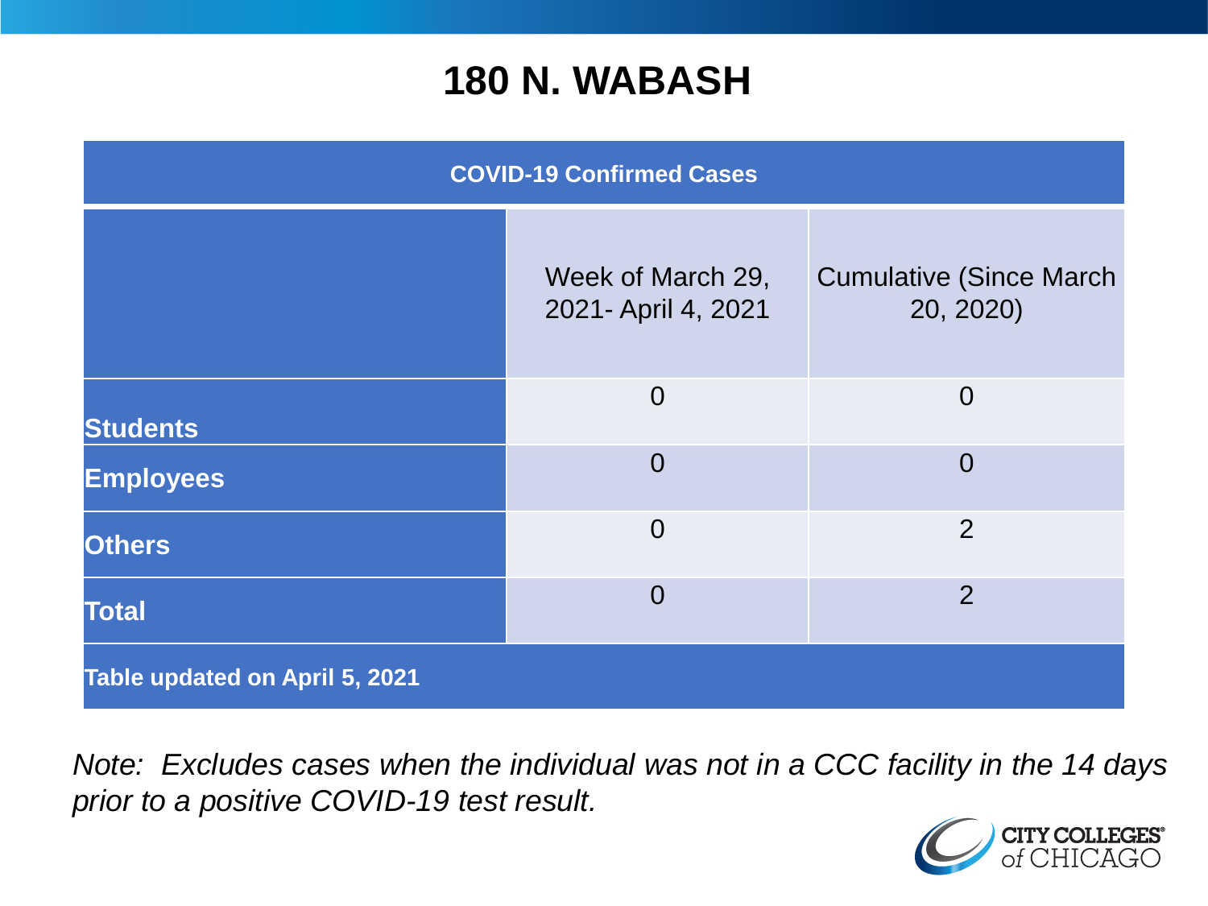# 180 N. WABASH

| COVID-19 Confirmed Cases | | |
|---|---|---|
| | Week of March 29, 2021- April 4, 2021 | Cumulative (Since March 20, 2020) |
| **Students** | 0 | 0 |
| **Employees** | 0 | 0 |
| **Others** | 0 | 2 |
| **Total** | 0 | 2 |
| **Table updated on April 5, 2021** | | |

*Note: Excludes cases when the individual was not in a CCC facility in the 14 days prior to a positive COVID-19 test result.*

CITY COLLEGES of CHICAGO